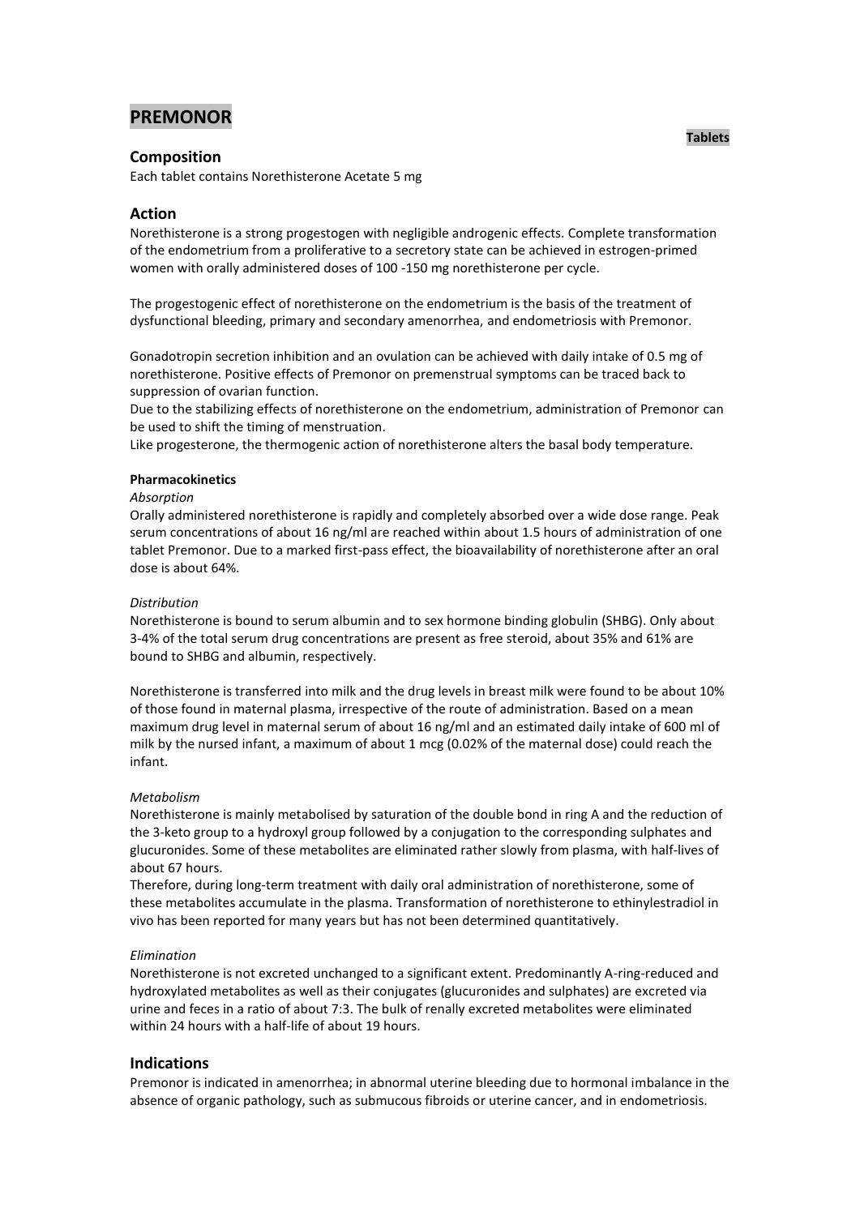# PREMONOR

**Tablets**

## Composition

Each tablet contains Norethisterone Acetate 5 mg

## Action

Norethisterone is a strong progestogen with negligible androgenic effects. Complete transformation of the endometrium from a proliferative to a secretory state can be achieved in estrogen-primed women with orally administered doses of 100 -150 mg norethisterone per cycle.

The progestogenic effect of norethisterone on the endometrium is the basis of the treatment of dysfunctional bleeding, primary and secondary amenorrhea, and endometriosis with Premonor.

Gonadotropin secretion inhibition and an ovulation can be achieved with daily intake of 0.5 mg of norethisterone. Positive effects of Premonor on premenstrual symptoms can be traced back to suppression of ovarian function.

Due to the stabilizing effects of norethisterone on the endometrium, administration of Premonor can be used to shift the timing of menstruation.

Like progesterone, the thermogenic action of norethisterone alters the basal body temperature.

**Pharmacokinetics**

*Absorption*

Orally administered norethisterone is rapidly and completely absorbed over a wide dose range. Peak serum concentrations of about 16 ng/ml are reached within about 1.5 hours of administration of one tablet Premonor. Due to a marked first-pass effect, the bioavailability of norethisterone after an oral dose is about 64%.

*Distribution*

Norethisterone is bound to serum albumin and to sex hormone binding globulin (SHBG). Only about 3-4% of the total serum drug concentrations are present as free steroid, about 35% and 61% are bound to SHBG and albumin, respectively.

Norethisterone is transferred into milk and the drug levels in breast milk were found to be about 10% of those found in maternal plasma, irrespective of the route of administration. Based on a mean maximum drug level in maternal serum of about 16 ng/ml and an estimated daily intake of 600 ml of milk by the nursed infant, a maximum of about 1 mcg (0.02% of the maternal dose) could reach the infant.

*Metabolism*

Norethisterone is mainly metabolised by saturation of the double bond in ring A and the reduction of the 3-keto group to a hydroxyl group followed by a conjugation to the corresponding sulphates and glucuronides. Some of these metabolites are eliminated rather slowly from plasma, with half-lives of about 67 hours.

Therefore, during long-term treatment with daily oral administration of norethisterone, some of these metabolites accumulate in the plasma. Transformation of norethisterone to ethinylestradiol in vivo has been reported for many years but has not been determined quantitatively.

*Elimination*

Norethisterone is not excreted unchanged to a significant extent. Predominantly A-ring-reduced and hydroxylated metabolites as well as their conjugates (glucuronides and sulphates) are excreted via urine and feces in a ratio of about 7:3. The bulk of renally excreted metabolites were eliminated within 24 hours with a half-life of about 19 hours.

## Indications

Premonor is indicated in amenorrhea; in abnormal uterine bleeding due to hormonal imbalance in the absence of organic pathology, such as submucous fibroids or uterine cancer, and in endometriosis.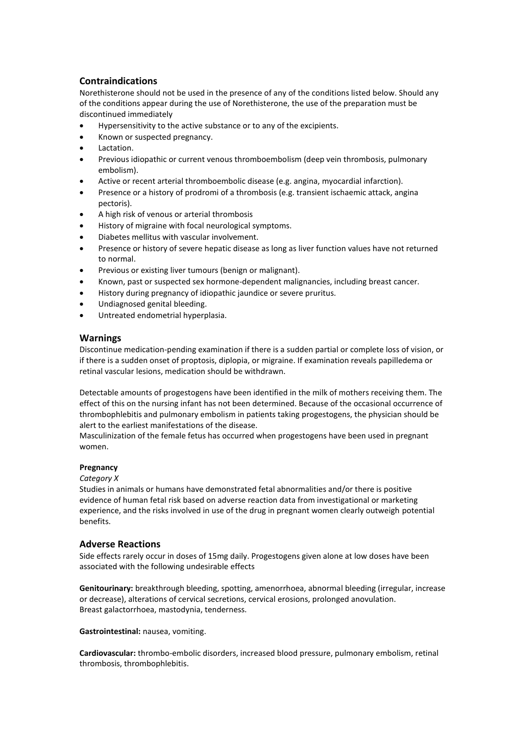## Contraindications

Norethisterone should not be used in the presence of any of the conditions listed below. Should any of the conditions appear during the use of Norethisterone, the use of the preparation must be discontinued immediately

- Hypersensitivity to the active substance or to any of the excipients.
- Known or suspected pregnancy.
- Lactation.
- Previous idiopathic or current venous thromboembolism (deep vein thrombosis, pulmonary embolism).
- Active or recent arterial thromboembolic disease (e.g. angina, myocardial infarction).
- Presence or a history of prodromi of a thrombosis (e.g. transient ischaemic attack, angina pectoris).
- A high risk of venous or arterial thrombosis
- History of migraine with focal neurological symptoms.
- Diabetes mellitus with vascular involvement.
- Presence or history of severe hepatic disease as long as liver function values have not returned to normal.
- Previous or existing liver tumours (benign or malignant).
- Known, past or suspected sex hormone-dependent malignancies, including breast cancer.
- History during pregnancy of idiopathic jaundice or severe pruritus.
- Undiagnosed genital bleeding.
- Untreated endometrial hyperplasia.

## Warnings

Discontinue medication-pending examination if there is a sudden partial or complete loss of vision, or if there is a sudden onset of proptosis, diplopia, or migraine. If examination reveals papilledema or retinal vascular lesions, medication should be withdrawn.

Detectable amounts of progestogens have been identified in the milk of mothers receiving them. The effect of this on the nursing infant has not been determined. Because of the occasional occurrence of thrombophlebitis and pulmonary embolism in patients taking progestogens, the physician should be alert to the earliest manifestations of the disease.
Masculinization of the female fetus has occurred when progestogens have been used in pregnant women.

**Pregnancy**

*Category X*

Studies in animals or humans have demonstrated fetal abnormalities and/or there is positive evidence of human fetal risk based on adverse reaction data from investigational or marketing experience, and the risks involved in use of the drug in pregnant women clearly outweigh potential benefits.

## Adverse Reactions

Side effects rarely occur in doses of 15mg daily. Progestogens given alone at low doses have been associated with the following undesirable effects

**Genitourinary:** breakthrough bleeding, spotting, amenorrhoea, abnormal bleeding (irregular, increase or decrease), alterations of cervical secretions, cervical erosions, prolonged anovulation.
Breast galactorrhoea, mastodynia, tenderness.

**Gastrointestinal:** nausea, vomiting.

**Cardiovascular:** thrombo-embolic disorders, increased blood pressure, pulmonary embolism, retinal thrombosis, thrombophlebitis.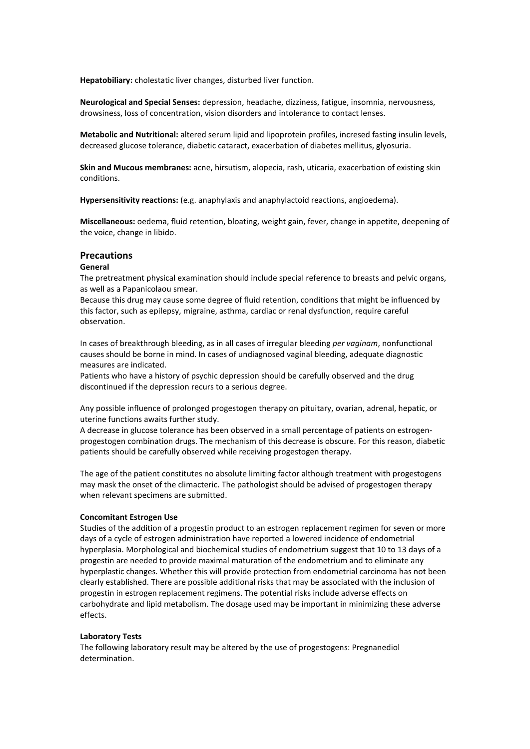**Hepatobiliary:** cholestatic liver changes, disturbed liver function.

**Neurological and Special Senses:** depression, headache, dizziness, fatigue, insomnia, nervousness, drowsiness, loss of concentration, vision disorders and intolerance to contact lenses.

**Metabolic and Nutritional:** altered serum lipid and lipoprotein profiles, incresed fasting insulin levels, decreased glucose tolerance, diabetic cataract, exacerbation of diabetes mellitus, glyosuria.

**Skin and Mucous membranes:** acne, hirsutism, alopecia, rash, uticaria, exacerbation of existing skin conditions.

**Hypersensitivity reactions:** (e.g. anaphylaxis and anaphylactoid reactions, angioedema).

**Miscellaneous:** oedema, fluid retention, bloating, weight gain, fever, change in appetite, deepening of the voice, change in libido.

## Precautions

**General**

The pretreatment physical examination should include special reference to breasts and pelvic organs, as well as a Papanicolaou smear.
Because this drug may cause some degree of fluid retention, conditions that might be influenced by this factor, such as epilepsy, migraine, asthma, cardiac or renal dysfunction, require careful observation.

In cases of breakthrough bleeding, as in all cases of irregular bleeding *per vaginam*, nonfunctional causes should be borne in mind. In cases of undiagnosed vaginal bleeding, adequate diagnostic measures are indicated.
Patients who have a history of psychic depression should be carefully observed and the drug discontinued if the depression recurs to a serious degree.

Any possible influence of prolonged progestogen therapy on pituitary, ovarian, adrenal, hepatic, or uterine functions awaits further study.
A decrease in glucose tolerance has been observed in a small percentage of patients on estrogen-progestogen combination drugs. The mechanism of this decrease is obscure. For this reason, diabetic patients should be carefully observed while receiving progestogen therapy.

The age of the patient constitutes no absolute limiting factor although treatment with progestogens may mask the onset of the climacteric. The pathologist should be advised of progestogen therapy when relevant specimens are submitted.

**Concomitant Estrogen Use**

Studies of the addition of a progestin product to an estrogen replacement regimen for seven or more days of a cycle of estrogen administration have reported a lowered incidence of endometrial hyperplasia. Morphological and biochemical studies of endometrium suggest that 10 to 13 days of a progestin are needed to provide maximal maturation of the endometrium and to eliminate any hyperplastic changes. Whether this will provide protection from endometrial carcinoma has not been clearly established. There are possible additional risks that may be associated with the inclusion of progestin in estrogen replacement regimens. The potential risks include adverse effects on carbohydrate and lipid metabolism. The dosage used may be important in minimizing these adverse effects.

**Laboratory Tests**

The following laboratory result may be altered by the use of progestogens: Pregnanediol determination.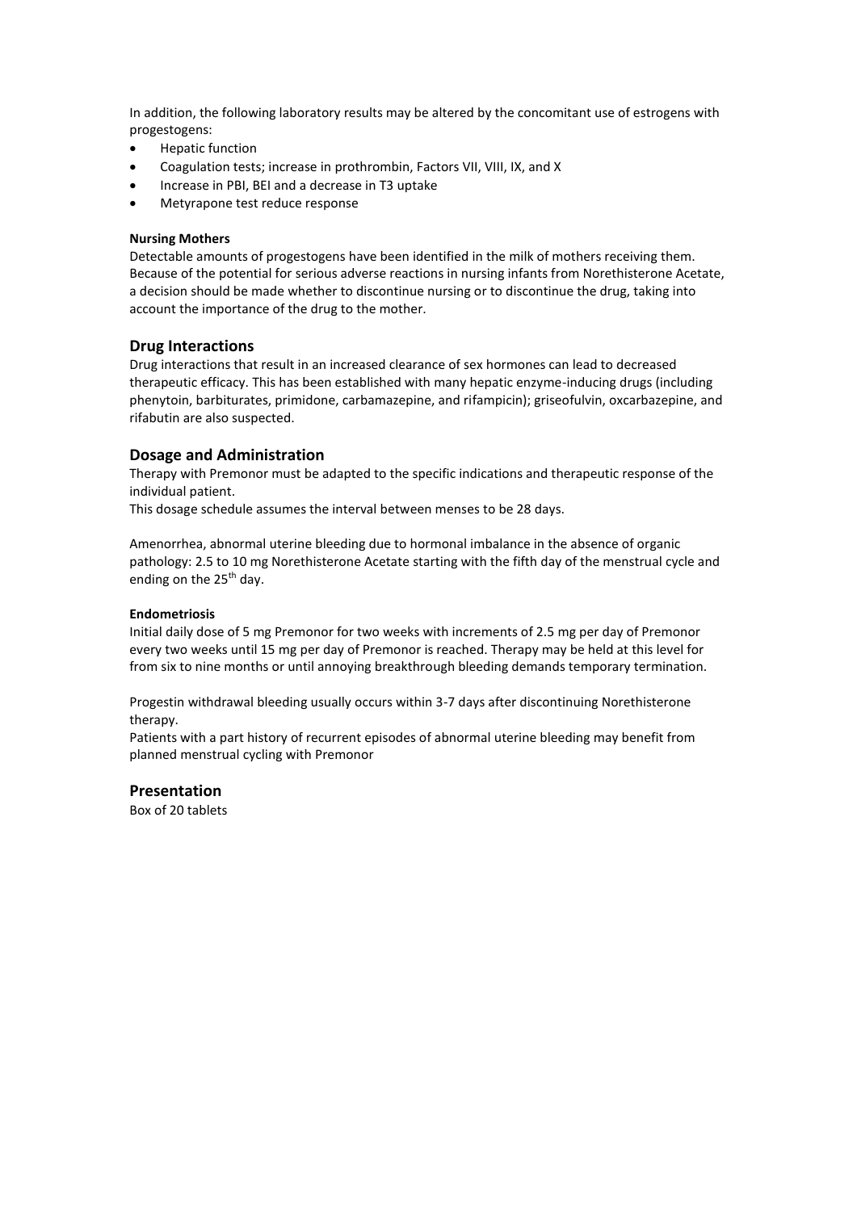In addition, the following laboratory results may be altered by the concomitant use of estrogens with progestogens:

- Hepatic function
- Coagulation tests; increase in prothrombin, Factors VII, VIII, IX, and X
- Increase in PBI, BEI and a decrease in T3 uptake
- Metyrapone test reduce response

**Nursing Mothers**

Detectable amounts of progestogens have been identified in the milk of mothers receiving them. Because of the potential for serious adverse reactions in nursing infants from Norethisterone Acetate, a decision should be made whether to discontinue nursing or to discontinue the drug, taking into account the importance of the drug to the mother.

## Drug Interactions

Drug interactions that result in an increased clearance of sex hormones can lead to decreased therapeutic efficacy. This has been established with many hepatic enzyme-inducing drugs (including phenytoin, barbiturates, primidone, carbamazepine, and rifampicin); griseofulvin, oxcarbazepine, and rifabutin are also suspected.

## Dosage and Administration

Therapy with Premonor must be adapted to the specific indications and therapeutic response of the individual patient.

This dosage schedule assumes the interval between menses to be 28 days.

Amenorrhea, abnormal uterine bleeding due to hormonal imbalance in the absence of organic pathology: 2.5 to 10 mg Norethisterone Acetate starting with the fifth day of the menstrual cycle and ending on the 25th day.

**Endometriosis**

Initial daily dose of 5 mg Premonor for two weeks with increments of 2.5 mg per day of Premonor every two weeks until 15 mg per day of Premonor is reached. Therapy may be held at this level for from six to nine months or until annoying breakthrough bleeding demands temporary termination.

Progestin withdrawal bleeding usually occurs within 3-7 days after discontinuing Norethisterone therapy.

Patients with a part history of recurrent episodes of abnormal uterine bleeding may benefit from planned menstrual cycling with Premonor

## Presentation

Box of 20 tablets